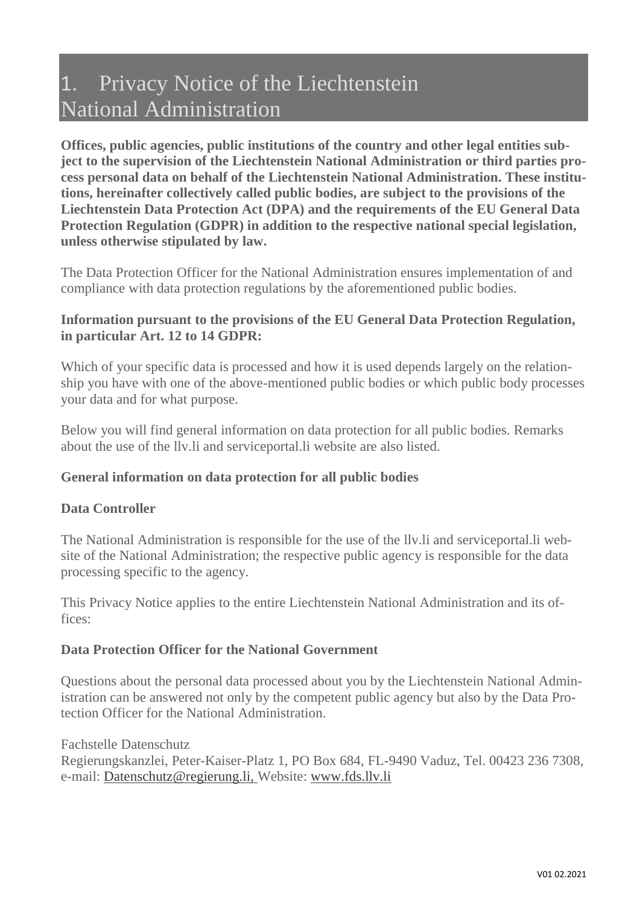# 1. Privacy Notice of the Liechtenstein National Administration

**Offices, public agencies, public institutions of the country and other legal entities subject to the supervision of the Liechtenstein National Administration or third parties process personal data on behalf of the Liechtenstein National Administration. These institutions, hereinafter collectively called public bodies, are subject to the provisions of the Liechtenstein Data Protection Act (DPA) and the requirements of the EU General Data Protection Regulation (GDPR) in addition to the respective national special legislation, unless otherwise stipulated by law.**

The Data Protection Officer for the National Administration ensures implementation of and compliance with data protection regulations by the aforementioned public bodies.

**Information pursuant to the provisions of the EU General Data Protection Regulation, in particular Art. 12 to 14 GDPR:**

Which of your specific data is processed and how it is used depends largely on the relationship you have with one of the above-mentioned public bodies or which public body processes your data and for what purpose.

Below you will find general information on data protection for all public bodies. Remarks about the use of the llv.li and serviceportal.li website are also listed.

**General information on data protection for all public bodies**

**Data Controller**

The National Administration is responsible for the use of the llv.li and serviceportal.li website of the National Administration; the respective public agency is responsible for the data processing specific to the agency.

This Privacy Notice applies to the entire Liechtenstein National Administration and its offices:

**Data Protection Officer for the National Government**

Questions about the personal data processed about you by the Liechtenstein National Administration can be answered not only by the competent public agency but also by the Data Protection Officer for the National Administration.

Fachstelle Datenschutz
Regierungskanzlei, Peter-Kaiser-Platz 1, PO Box 684, FL-9490 Vaduz, Tel. 00423 236 7308, e-mail: Datenschutz@regierung.li, Website: www.fds.llv.li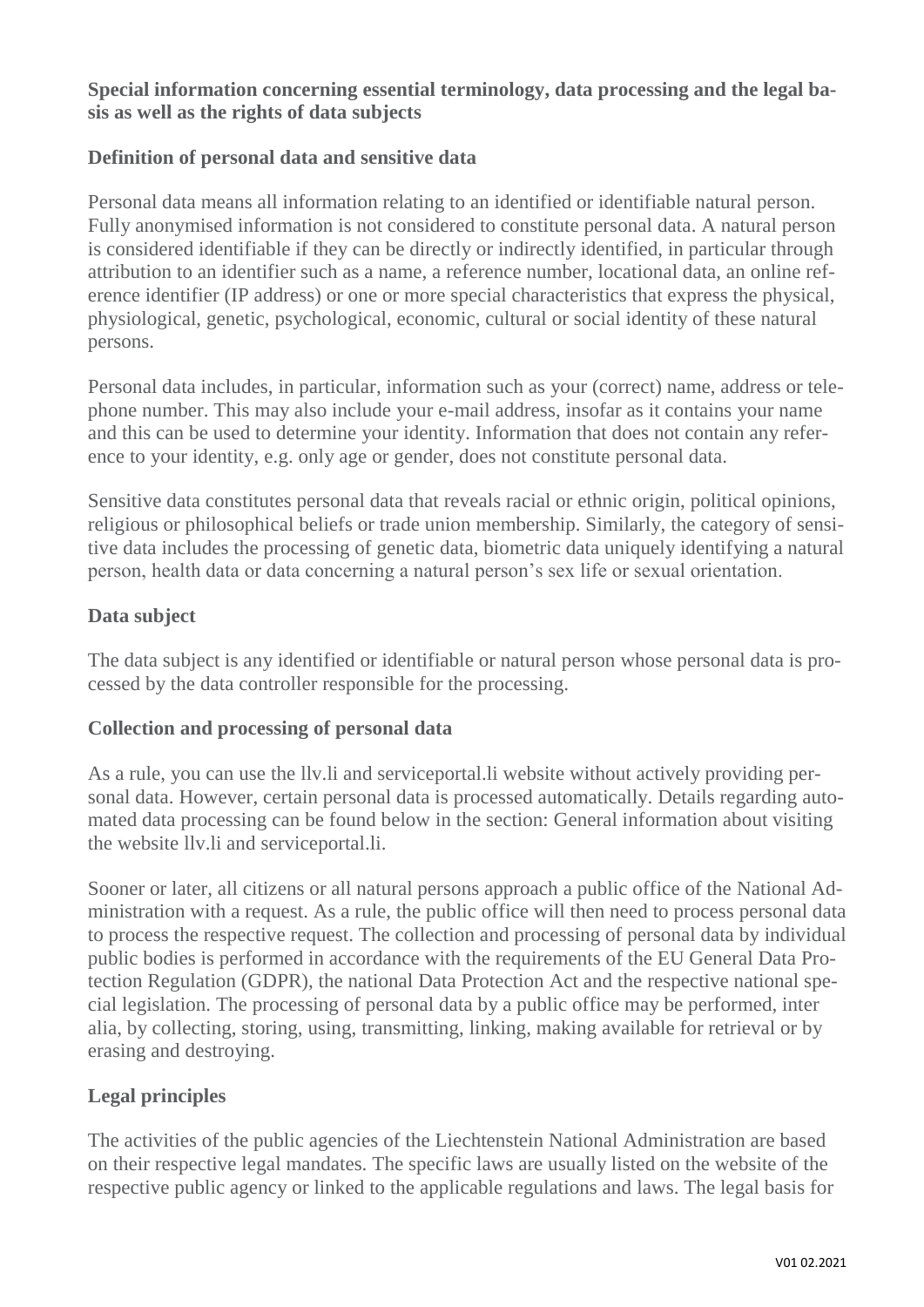**Special information concerning essential terminology, data processing and the legal basis as well as the rights of data subjects**

**Definition of personal data and sensitive data**

Personal data means all information relating to an identified or identifiable natural person. Fully anonymised information is not considered to constitute personal data. A natural person is considered identifiable if they can be directly or indirectly identified, in particular through attribution to an identifier such as a name, a reference number, locational data, an online reference identifier (IP address) or one or more special characteristics that express the physical, physiological, genetic, psychological, economic, cultural or social identity of these natural persons.

Personal data includes, in particular, information such as your (correct) name, address or telephone number. This may also include your e-mail address, insofar as it contains your name and this can be used to determine your identity. Information that does not contain any reference to your identity, e.g. only age or gender, does not constitute personal data.

Sensitive data constitutes personal data that reveals racial or ethnic origin, political opinions, religious or philosophical beliefs or trade union membership. Similarly, the category of sensitive data includes the processing of genetic data, biometric data uniquely identifying a natural person, health data or data concerning a natural person's sex life or sexual orientation.

**Data subject**

The data subject is any identified or identifiable or natural person whose personal data is processed by the data controller responsible for the processing.

**Collection and processing of personal data**

As a rule, you can use the llv.li and serviceportal.li website without actively providing personal data. However, certain personal data is processed automatically. Details regarding automated data processing can be found below in the section: General information about visiting the website llv.li and serviceportal.li.

Sooner or later, all citizens or all natural persons approach a public office of the National Administration with a request. As a rule, the public office will then need to process personal data to process the respective request. The collection and processing of personal data by individual public bodies is performed in accordance with the requirements of the EU General Data Protection Regulation (GDPR), the national Data Protection Act and the respective national special legislation. The processing of personal data by a public office may be performed, inter alia, by collecting, storing, using, transmitting, linking, making available for retrieval or by erasing and destroying.

**Legal principles**

The activities of the public agencies of the Liechtenstein National Administration are based on their respective legal mandates. The specific laws are usually listed on the website of the respective public agency or linked to the applicable regulations and laws. The legal basis for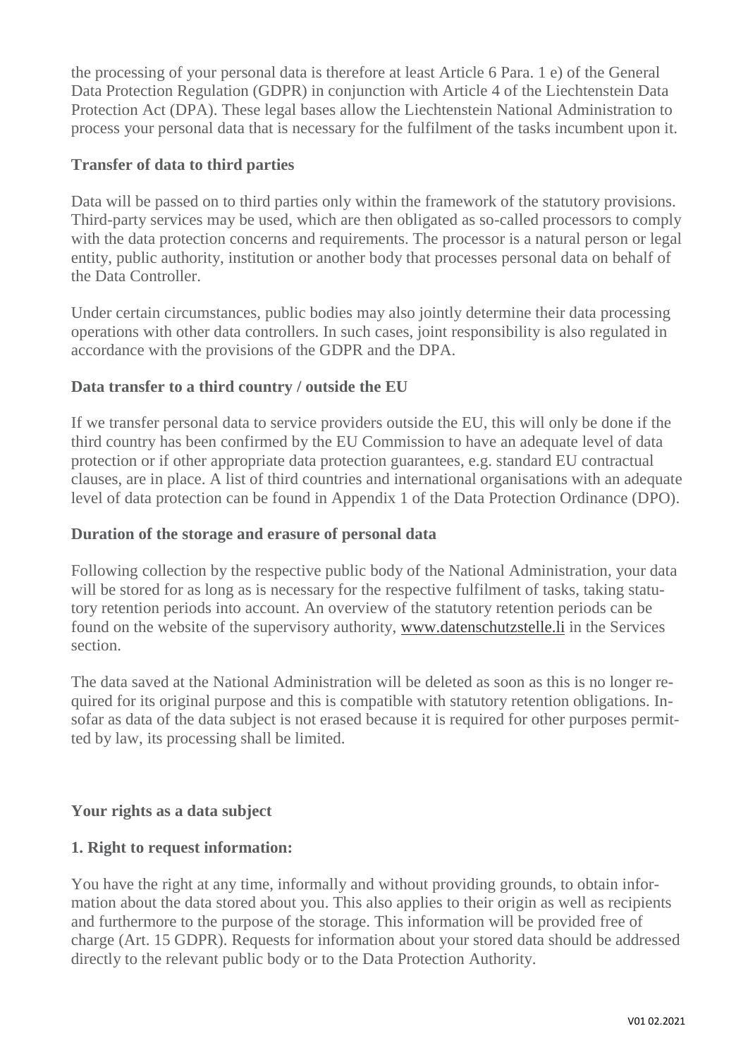the processing of your personal data is therefore at least Article 6 Para. 1 e) of the General Data Protection Regulation (GDPR) in conjunction with Article 4 of the Liechtenstein Data Protection Act (DPA). These legal bases allow the Liechtenstein National Administration to process your personal data that is necessary for the fulfilment of the tasks incumbent upon it.

**Transfer of data to third parties**

Data will be passed on to third parties only within the framework of the statutory provisions. Third-party services may be used, which are then obligated as so-called processors to comply with the data protection concerns and requirements. The processor is a natural person or legal entity, public authority, institution or another body that processes personal data on behalf of the Data Controller.

Under certain circumstances, public bodies may also jointly determine their data processing operations with other data controllers. In such cases, joint responsibility is also regulated in accordance with the provisions of the GDPR and the DPA.

**Data transfer to a third country / outside the EU**

If we transfer personal data to service providers outside the EU, this will only be done if the third country has been confirmed by the EU Commission to have an adequate level of data protection or if other appropriate data protection guarantees, e.g. standard EU contractual clauses, are in place. A list of third countries and international organisations with an adequate level of data protection can be found in Appendix 1 of the Data Protection Ordinance (DPO).

**Duration of the storage and erasure of personal data**

Following collection by the respective public body of the National Administration, your data will be stored for as long as is necessary for the respective fulfilment of tasks, taking statutory retention periods into account. An overview of the statutory retention periods can be found on the website of the supervisory authority, www.datenschutzstelle.li in the Services section.

The data saved at the National Administration will be deleted as soon as this is no longer required for its original purpose and this is compatible with statutory retention obligations. Insofar as data of the data subject is not erased because it is required for other purposes permitted by law, its processing shall be limited.

**Your rights as a data subject**

**1. Right to request information:**

You have the right at any time, informally and without providing grounds, to obtain information about the data stored about you. This also applies to their origin as well as recipients and furthermore to the purpose of the storage. This information will be provided free of charge (Art. 15 GDPR). Requests for information about your stored data should be addressed directly to the relevant public body or to the Data Protection Authority.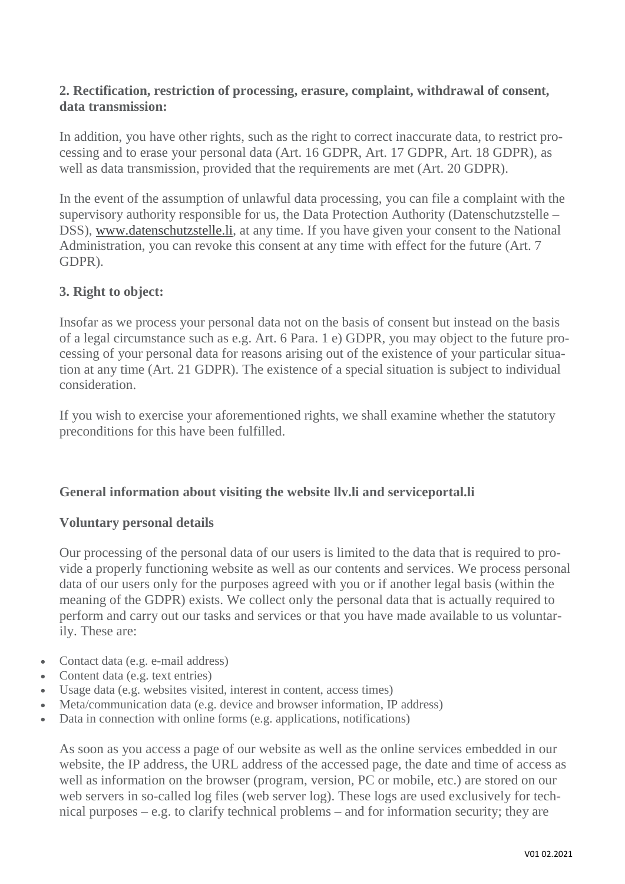### 2. Rectification, restriction of processing, erasure, complaint, withdrawal of consent, data transmission:

In addition, you have other rights, such as the right to correct inaccurate data, to restrict processing and to erase your personal data (Art. 16 GDPR, Art. 17 GDPR, Art. 18 GDPR), as well as data transmission, provided that the requirements are met (Art. 20 GDPR).

In the event of the assumption of unlawful data processing, you can file a complaint with the supervisory authority responsible for us, the Data Protection Authority (Datenschutzstelle – DSS), www.datenschutzstelle.li, at any time. If you have given your consent to the National Administration, you can revoke this consent at any time with effect for the future (Art. 7 GDPR).

### 3. Right to object:

Insofar as we process your personal data not on the basis of consent but instead on the basis of a legal circumstance such as e.g. Art. 6 Para. 1 e) GDPR, you may object to the future processing of your personal data for reasons arising out of the existence of your particular situation at any time (Art. 21 GDPR). The existence of a special situation is subject to individual consideration.

If you wish to exercise your aforementioned rights, we shall examine whether the statutory preconditions for this have been fulfilled.

## General information about visiting the website llv.li and serviceportal.li

### Voluntary personal details

Our processing of the personal data of our users is limited to the data that is required to provide a properly functioning website as well as our contents and services. We process personal data of our users only for the purposes agreed with you or if another legal basis (within the meaning of the GDPR) exists. We collect only the personal data that is actually required to perform and carry out our tasks and services or that you have made available to us voluntarily. These are:

- Contact data (e.g. e-mail address)
- Content data (e.g. text entries)
- Usage data (e.g. websites visited, interest in content, access times)
- Meta/communication data (e.g. device and browser information, IP address)
- Data in connection with online forms (e.g. applications, notifications)

As soon as you access a page of our website as well as the online services embedded in our website, the IP address, the URL address of the accessed page, the date and time of access as well as information on the browser (program, version, PC or mobile, etc.) are stored on our web servers in so-called log files (web server log). These logs are used exclusively for technical purposes – e.g. to clarify technical problems – and for information security; they are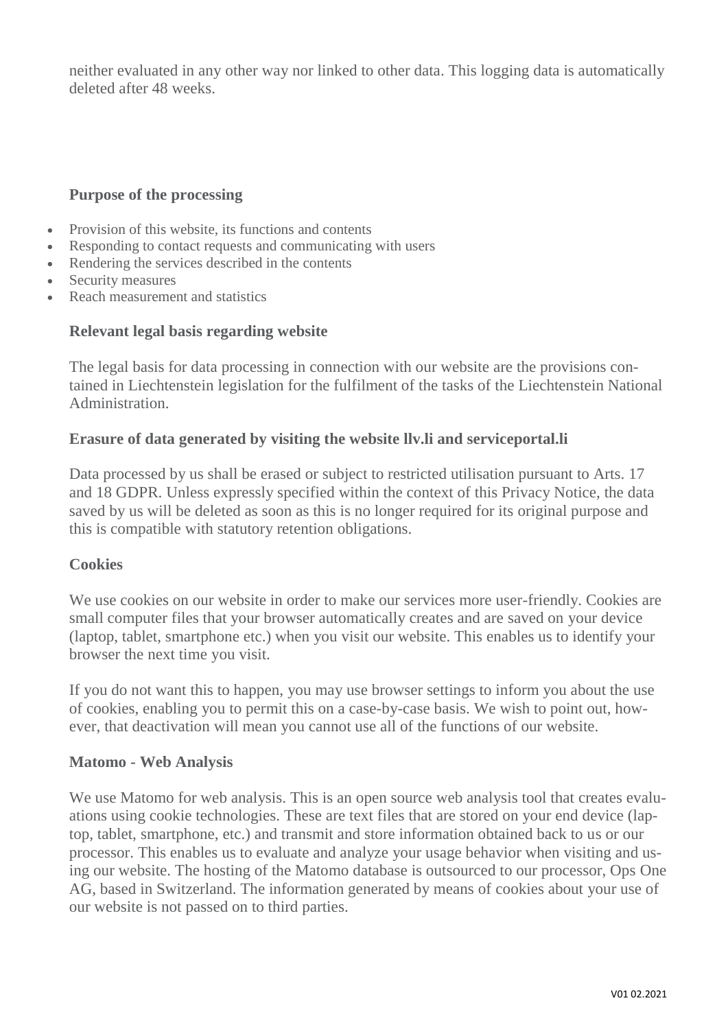neither evaluated in any other way nor linked to other data. This logging data is automatically deleted after 48 weeks.

### Purpose of the processing

- Provision of this website, its functions and contents
- Responding to contact requests and communicating with users
- Rendering the services described in the contents
- Security measures
- Reach measurement and statistics

### Relevant legal basis regarding website

The legal basis for data processing in connection with our website are the provisions contained in Liechtenstein legislation for the fulfilment of the tasks of the Liechtenstein National Administration.

### Erasure of data generated by visiting the website llv.li and serviceportal.li

Data processed by us shall be erased or subject to restricted utilisation pursuant to Arts. 17 and 18 GDPR. Unless expressly specified within the context of this Privacy Notice, the data saved by us will be deleted as soon as this is no longer required for its original purpose and this is compatible with statutory retention obligations.

### Cookies

We use cookies on our website in order to make our services more user-friendly. Cookies are small computer files that your browser automatically creates and are saved on your device (laptop, tablet, smartphone etc.) when you visit our website. This enables us to identify your browser the next time you visit.

If you do not want this to happen, you may use browser settings to inform you about the use of cookies, enabling you to permit this on a case-by-case basis. We wish to point out, however, that deactivation will mean you cannot use all of the functions of our website.

### Matomo - Web Analysis

We use Matomo for web analysis. This is an open source web analysis tool that creates evaluations using cookie technologies. These are text files that are stored on your end device (laptop, tablet, smartphone, etc.) and transmit and store information obtained back to us or our processor. This enables us to evaluate and analyze your usage behavior when visiting and using our website. The hosting of the Matomo database is outsourced to our processor, Ops One AG, based in Switzerland. The information generated by means of cookies about your use of our website is not passed on to third parties.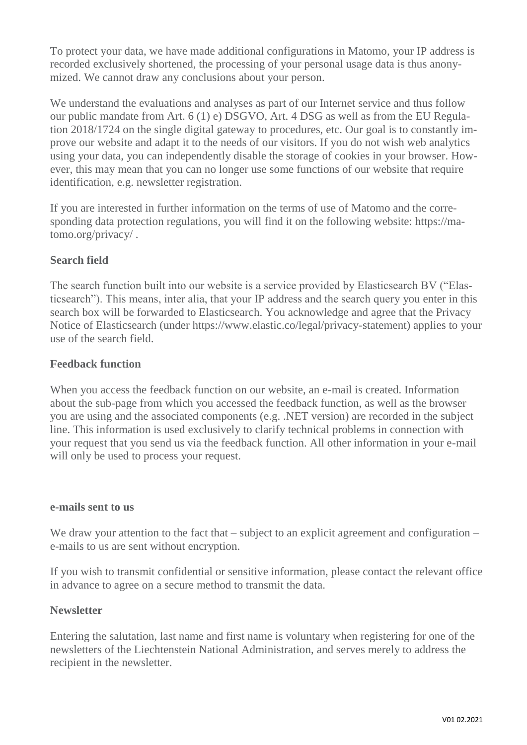To protect your data, we have made additional configurations in Matomo, your IP address is recorded exclusively shortened, the processing of your personal usage data is thus anonymized. We cannot draw any conclusions about your person.

We understand the evaluations and analyses as part of our Internet service and thus follow our public mandate from Art. 6 (1) e) DSGVO, Art. 4 DSG as well as from the EU Regulation 2018/1724 on the single digital gateway to procedures, etc. Our goal is to constantly improve our website and adapt it to the needs of our visitors. If you do not wish web analytics using your data, you can independently disable the storage of cookies in your browser. However, this may mean that you can no longer use some functions of our website that require identification, e.g. newsletter registration.

If you are interested in further information on the terms of use of Matomo and the corresponding data protection regulations, you will find it on the following website: https://matomo.org/privacy/ .

**Search field**

The search function built into our website is a service provided by Elasticsearch BV ("Elasticsearch"). This means, inter alia, that your IP address and the search query you enter in this search box will be forwarded to Elasticsearch. You acknowledge and agree that the Privacy Notice of Elasticsearch (under https://www.elastic.co/legal/privacy-statement) applies to your use of the search field.

**Feedback function**

When you access the feedback function on our website, an e-mail is created. Information about the sub-page from which you accessed the feedback function, as well as the browser you are using and the associated components (e.g. .NET version) are recorded in the subject line. This information is used exclusively to clarify technical problems in connection with your request that you send us via the feedback function. All other information in your e-mail will only be used to process your request.

**e-mails sent to us**

We draw your attention to the fact that – subject to an explicit agreement and configuration – e-mails to us are sent without encryption.

If you wish to transmit confidential or sensitive information, please contact the relevant office in advance to agree on a secure method to transmit the data.

**Newsletter**

Entering the salutation, last name and first name is voluntary when registering for one of the newsletters of the Liechtenstein National Administration, and serves merely to address the recipient in the newsletter.

V01 02.2021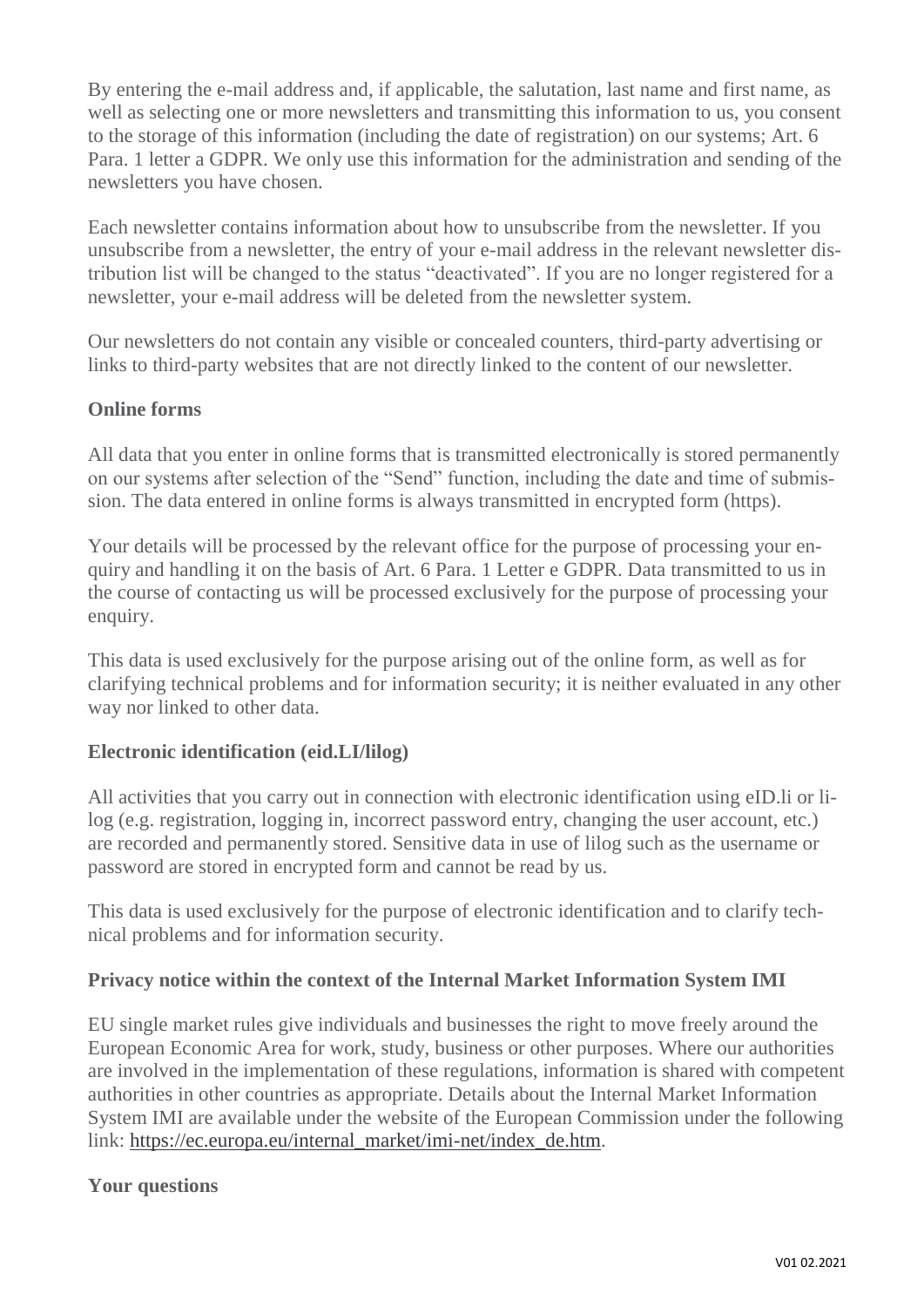By entering the e-mail address and, if applicable, the salutation, last name and first name, as well as selecting one or more newsletters and transmitting this information to us, you consent to the storage of this information (including the date of registration) on our systems; Art. 6 Para. 1 letter a GDPR. We only use this information for the administration and sending of the newsletters you have chosen.

Each newsletter contains information about how to unsubscribe from the newsletter. If you unsubscribe from a newsletter, the entry of your e-mail address in the relevant newsletter distribution list will be changed to the status "deactivated". If you are no longer registered for a newsletter, your e-mail address will be deleted from the newsletter system.

Our newsletters do not contain any visible or concealed counters, third-party advertising or links to third-party websites that are not directly linked to the content of our newsletter.

**Online forms**

All data that you enter in online forms that is transmitted electronically is stored permanently on our systems after selection of the "Send" function, including the date and time of submission. The data entered in online forms is always transmitted in encrypted form (https).

Your details will be processed by the relevant office for the purpose of processing your enquiry and handling it on the basis of Art. 6 Para. 1 Letter e GDPR. Data transmitted to us in the course of contacting us will be processed exclusively for the purpose of processing your enquiry.

This data is used exclusively for the purpose arising out of the online form, as well as for clarifying technical problems and for information security; it is neither evaluated in any other way nor linked to other data.

**Electronic identification (eid.LI/lilog)**

All activities that you carry out in connection with electronic identification using eID.li or lilog (e.g. registration, logging in, incorrect password entry, changing the user account, etc.) are recorded and permanently stored. Sensitive data in use of lilog such as the username or password are stored in encrypted form and cannot be read by us.

This data is used exclusively for the purpose of electronic identification and to clarify technical problems and for information security.

**Privacy notice within the context of the Internal Market Information System IMI**

EU single market rules give individuals and businesses the right to move freely around the European Economic Area for work, study, business or other purposes. Where our authorities are involved in the implementation of these regulations, information is shared with competent authorities in other countries as appropriate. Details about the Internal Market Information System IMI are available under the website of the European Commission under the following link: [https://ec.europa.eu/internal_market/imi-net/index_de.htm](https://ec.europa.eu/internal_market/imi-net/index_de.htm).

**Your questions**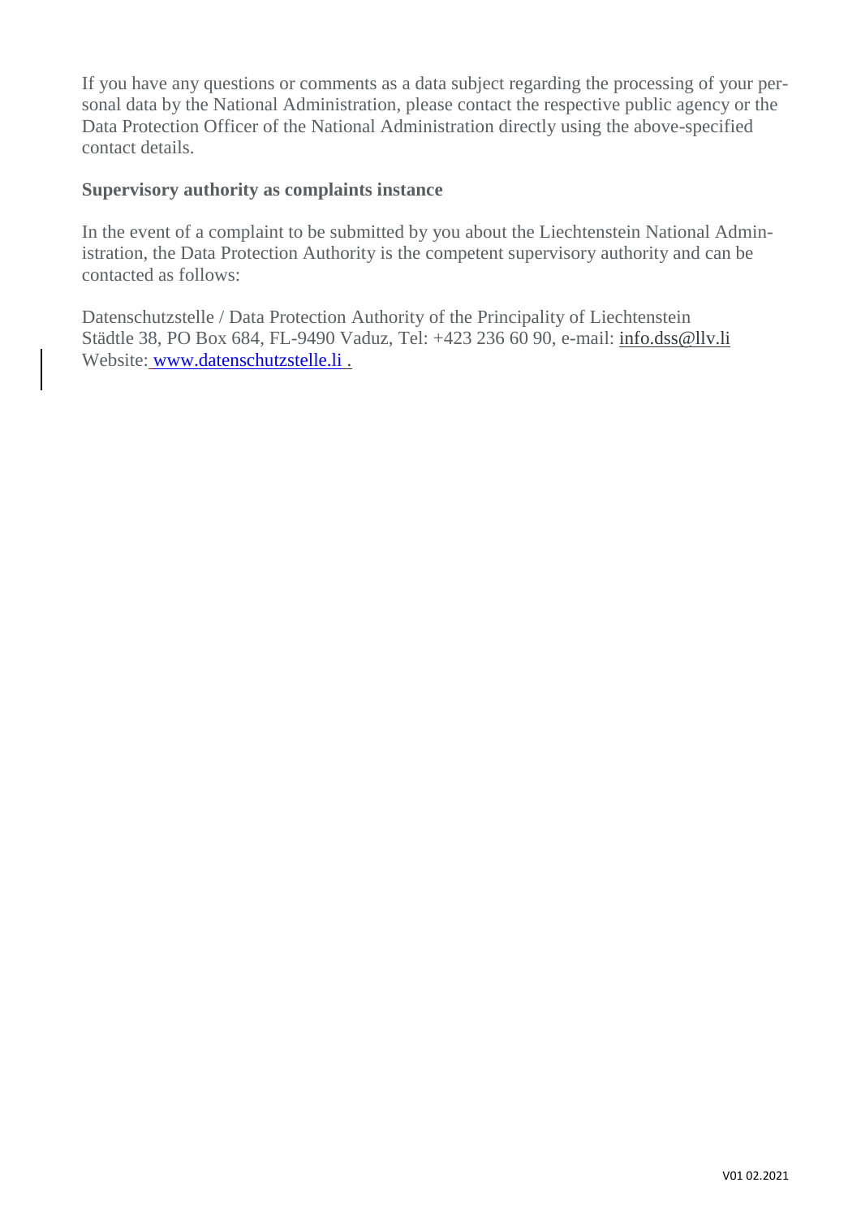If you have any questions or comments as a data subject regarding the processing of your personal data by the National Administration, please contact the respective public agency or the Data Protection Officer of the National Administration directly using the above-specified contact details.

**Supervisory authority as complaints instance**

In the event of a complaint to be submitted by you about the Liechtenstein National Administration, the Data Protection Authority is the competent supervisory authority and can be contacted as follows:

Datenschutzstelle / Data Protection Authority of the Principality of Liechtenstein
Städtle 38, PO Box 684, FL-9490 Vaduz, Tel: +423 236 60 90, e-mail: info.dss@llv.li
Website: www.datenschutzstelle.li .

V01 02.2021